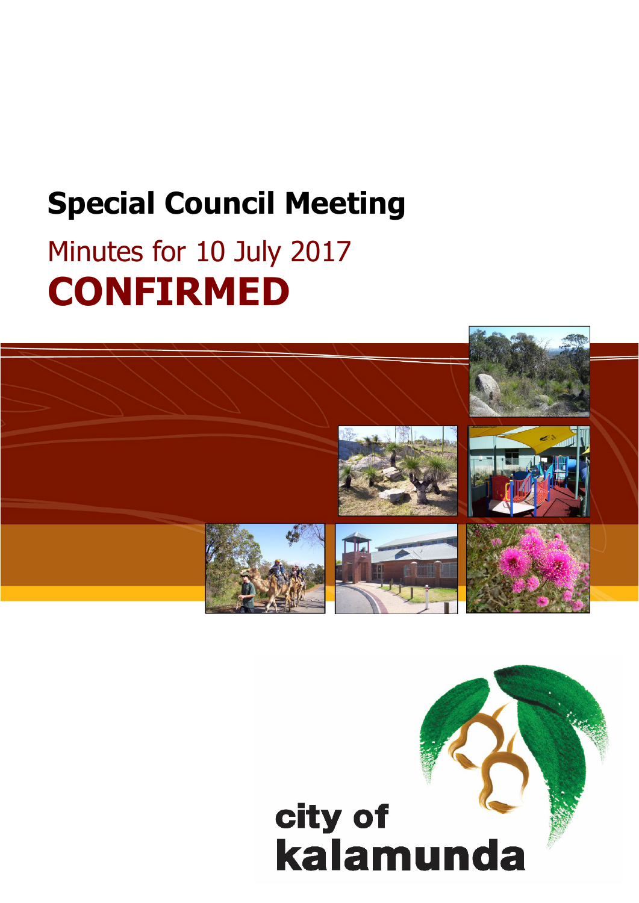# Special Council Meeting

## Minutes for 10 July 2017

# CONFIRMED

city of
kalamunda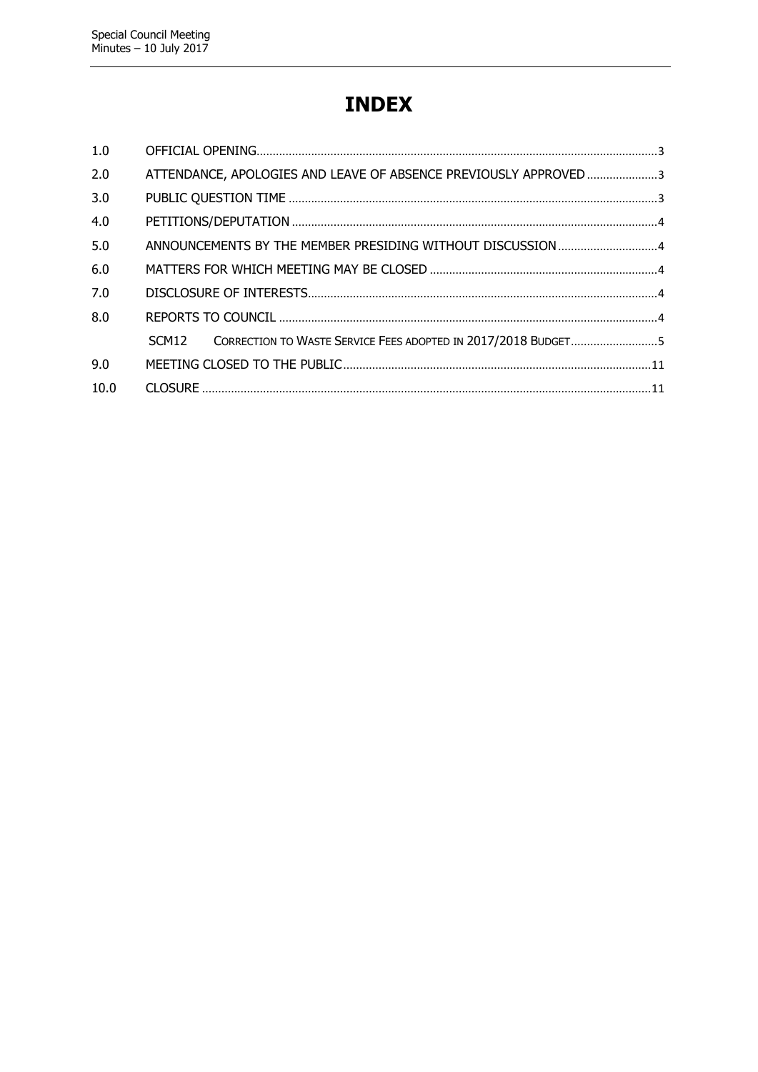# INDEX

| | | |
|---|---|---|
| 1.0 | OFFICIAL OPENING | 3 |
| 2.0 | ATTENDANCE, APOLOGIES AND LEAVE OF ABSENCE PREVIOUSLY APPROVED | 3 |
| 3.0 | PUBLIC QUESTION TIME | 3 |
| 4.0 | PETITIONS/DEPUTATION | 4 |
| 5.0 | ANNOUNCEMENTS BY THE MEMBER PRESIDING WITHOUT DISCUSSION | 4 |
| 6.0 | MATTERS FOR WHICH MEETING MAY BE CLOSED | 4 |
| 7.0 | DISCLOSURE OF INTERESTS | 4 |
| 8.0 | REPORTS TO COUNCIL | 4 |
| | SCM12 CORRECTION TO WASTE SERVICE FEES ADOPTED IN 2017/2018 BUDGET | 5 |
| 9.0 | MEETING CLOSED TO THE PUBLIC | 11 |
| 10.0 | CLOSURE | 11 |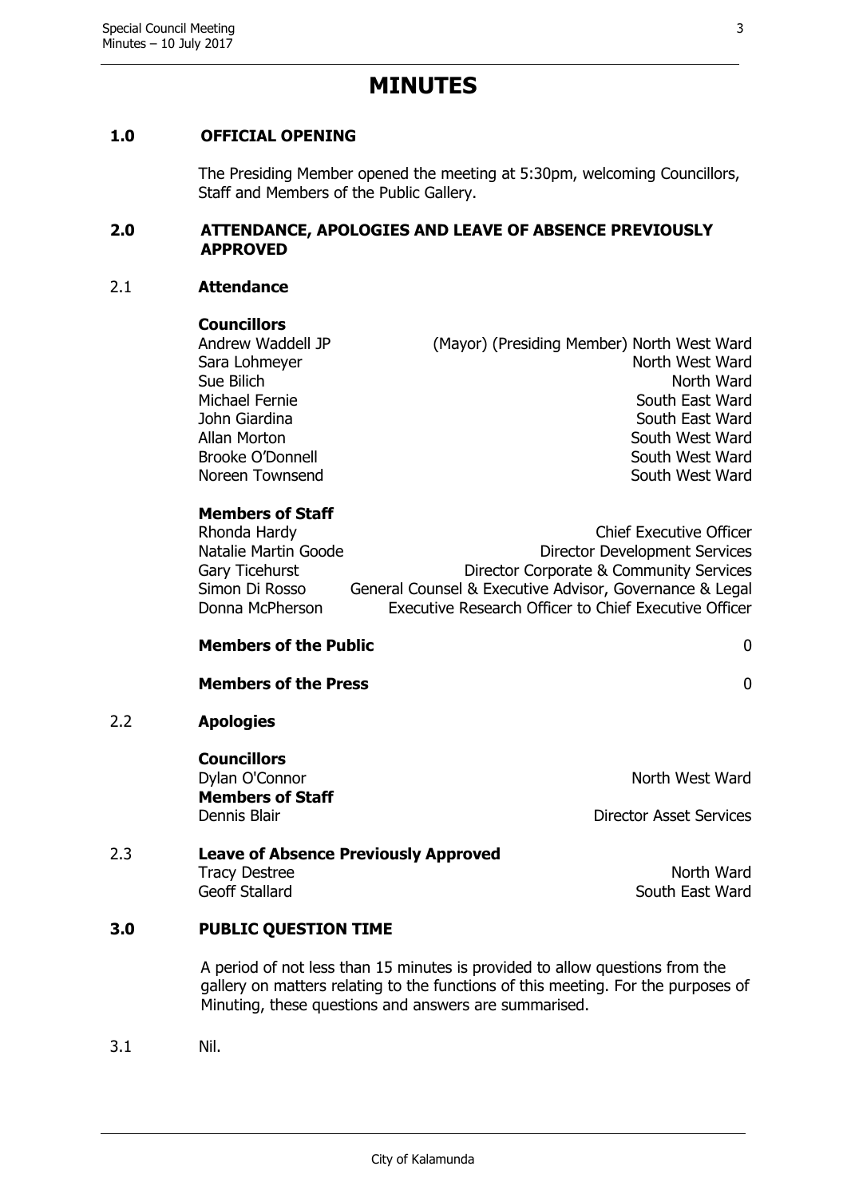# MINUTES

## 1.0 OFFICIAL OPENING

The Presiding Member opened the meeting at 5:30pm, welcoming Councillors, Staff and Members of the Public Gallery.

## 2.0 ATTENDANCE, APOLOGIES AND LEAVE OF ABSENCE PREVIOUSLY APPROVED

### 2.1 Attendance

**Councillors**

| | |
|---|---|
| Andrew Waddell JP | (Mayor) (Presiding Member) North West Ward |
| Sara Lohmeyer | North West Ward |
| Sue Bilich | North Ward |
| Michael Fernie | South East Ward |
| John Giardina | South East Ward |
| Allan Morton | South West Ward |
| Brooke O'Donnell | South West Ward |
| Noreen Townsend | South West Ward |

**Members of Staff**

| | |
|---|---|
| Rhonda Hardy | Chief Executive Officer |
| Natalie Martin Goode | Director Development Services |
| Gary Ticehurst | Director Corporate & Community Services |
| Simon Di Rosso | General Counsel & Executive Advisor, Governance & Legal |
| Donna McPherson | Executive Research Officer to Chief Executive Officer |

**Members of the Public** 0

**Members of the Press** 0

### 2.2 Apologies

**Councillors**

| | |
|---|---|
| Dylan O'Connor | North West Ward |

**Members of Staff**

| | |
|---|---|
| Dennis Blair | Director Asset Services |

### 2.3 Leave of Absence Previously Approved

| | |
|---|---|
| Tracy Destree | North Ward |
| Geoff Stallard | South East Ward |

## 3.0 PUBLIC QUESTION TIME

A period of not less than 15 minutes is provided to allow questions from the gallery on matters relating to the functions of this meeting. For the purposes of Minuting, these questions and answers are summarised.

3.1 Nil.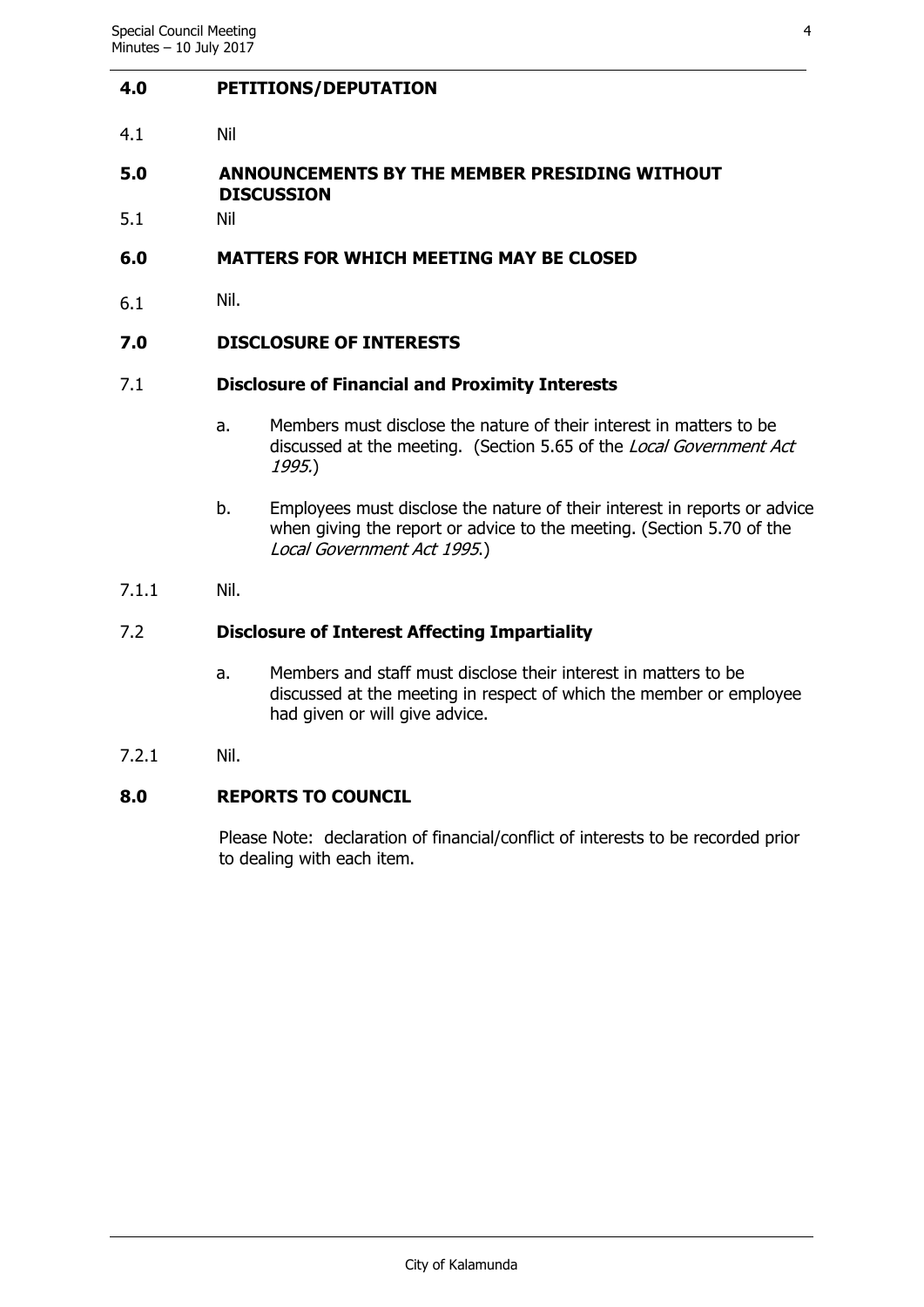## 4.0 PETITIONS/DEPUTATION

4.1 Nil

## 5.0 ANNOUNCEMENTS BY THE MEMBER PRESIDING WITHOUT DISCUSSION

5.1 Nil

## 6.0 MATTERS FOR WHICH MEETING MAY BE CLOSED

6.1 Nil.

## 7.0 DISCLOSURE OF INTERESTS

### 7.1 Disclosure of Financial and Proximity Interests

a. Members must disclose the nature of their interest in matters to be discussed at the meeting. (Section 5.65 of the *Local Government Act 1995.*)

b. Employees must disclose the nature of their interest in reports or advice when giving the report or advice to the meeting. (Section 5.70 of the *Local Government Act 1995.*)

7.1.1 Nil.

### 7.2 Disclosure of Interest Affecting Impartiality

a. Members and staff must disclose their interest in matters to be discussed at the meeting in respect of which the member or employee had given or will give advice.

7.2.1 Nil.

## 8.0 REPORTS TO COUNCIL

Please Note: declaration of financial/conflict of interests to be recorded prior to dealing with each item.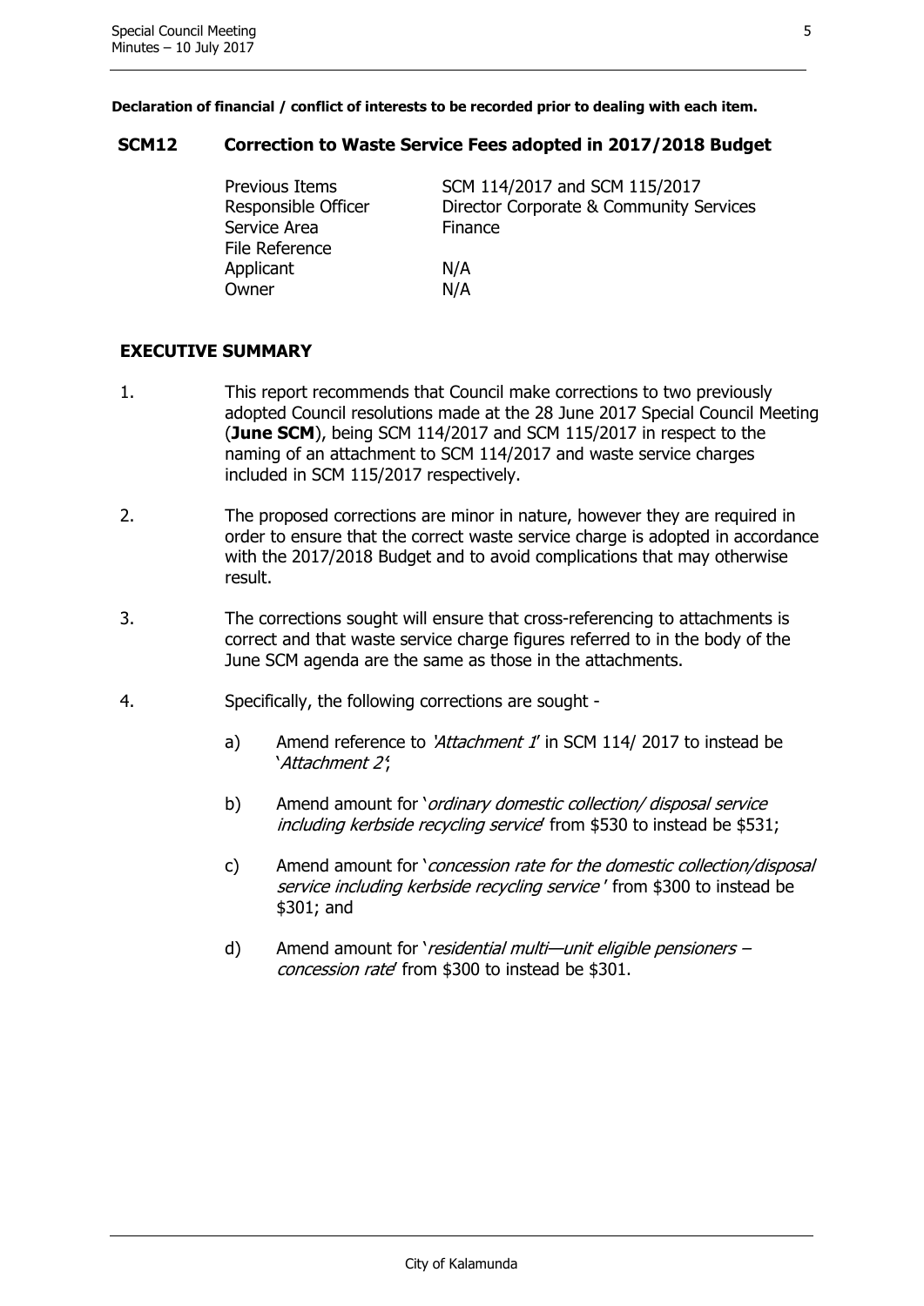**Declaration of financial / conflict of interests to be recorded prior to dealing with each item.**

## SCM12 Correction to Waste Service Fees adopted in 2017/2018 Budget

| | |
|---|---|
| Previous Items | SCM 114/2017 and SCM 115/2017 |
| Responsible Officer | Director Corporate & Community Services |
| Service Area | Finance |
| File Reference | |
| Applicant | N/A |
| Owner | N/A |

### EXECUTIVE SUMMARY

1. This report recommends that Council make corrections to two previously adopted Council resolutions made at the 28 June 2017 Special Council Meeting (**June SCM**), being SCM 114/2017 and SCM 115/2017 in respect to the naming of an attachment to SCM 114/2017 and waste service charges included in SCM 115/2017 respectively.

2. The proposed corrections are minor in nature, however they are required in order to ensure that the correct waste service charge is adopted in accordance with the 2017/2018 Budget and to avoid complications that may otherwise result.

3. The corrections sought will ensure that cross-referencing to attachments is correct and that waste service charge figures referred to in the body of the June SCM agenda are the same as those in the attachments.

4. Specifically, the following corrections are sought -

   a) Amend reference to *'Attachment 1'* in SCM 114/ 2017 to instead be '*Attachment 2*';

   b) Amend amount for '*ordinary domestic collection/ disposal service including kerbside recycling service*' from $530 to instead be $531;

   c) Amend amount for '*concession rate for the domestic collection/disposal service including kerbside recycling service*' from $300 to instead be $301; and

   d) Amend amount for '*residential multi—unit eligible pensioners – concession rate*' from $300 to instead be $301.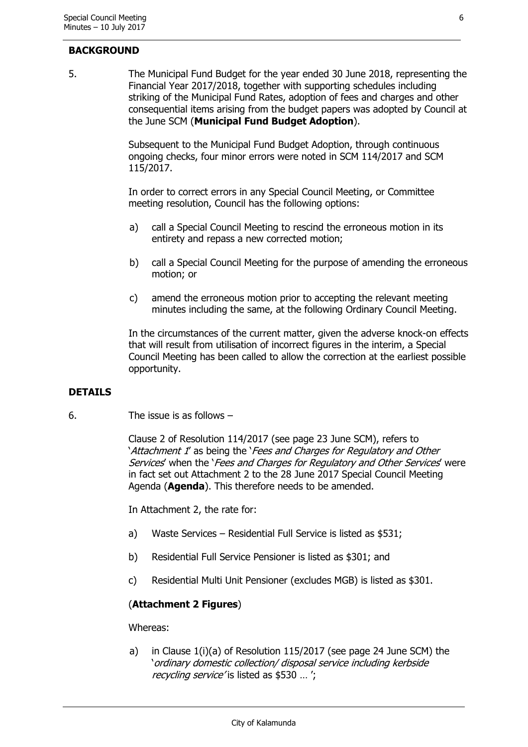## BACKGROUND

5. The Municipal Fund Budget for the year ended 30 June 2018, representing the Financial Year 2017/2018, together with supporting schedules including striking of the Municipal Fund Rates, adoption of fees and charges and other consequential items arising from the budget papers was adopted by Council at the June SCM (**Municipal Fund Budget Adoption**).

   Subsequent to the Municipal Fund Budget Adoption, through continuous ongoing checks, four minor errors were noted in SCM 114/2017 and SCM 115/2017.

   In order to correct errors in any Special Council Meeting, or Committee meeting resolution, Council has the following options:

   a) call a Special Council Meeting to rescind the erroneous motion in its entirety and repass a new corrected motion;

   b) call a Special Council Meeting for the purpose of amending the erroneous motion; or

   c) amend the erroneous motion prior to accepting the relevant meeting minutes including the same, at the following Ordinary Council Meeting.

   In the circumstances of the current matter, given the adverse knock-on effects that will result from utilisation of incorrect figures in the interim, a Special Council Meeting has been called to allow the correction at the earliest possible opportunity.

## DETAILS

6. The issue is as follows –

   Clause 2 of Resolution 114/2017 (see page 23 June SCM), refers to '*Attachment 1*' as being the '*Fees and Charges for Regulatory and Other Services*' when the '*Fees and Charges for Regulatory and Other Services*' were in fact set out Attachment 2 to the 28 June 2017 Special Council Meeting Agenda (**Agenda**). This therefore needs to be amended.

   In Attachment 2, the rate for:

   a) Waste Services – Residential Full Service is listed as $531;

   b) Residential Full Service Pensioner is listed as $301; and

   c) Residential Multi Unit Pensioner (excludes MGB) is listed as $301.

   (**Attachment 2 Figures**)

   Whereas:

   a) in Clause 1(i)(a) of Resolution 115/2017 (see page 24 June SCM) the '*ordinary domestic collection/ disposal service including kerbside recycling service'* is listed as $530 … ';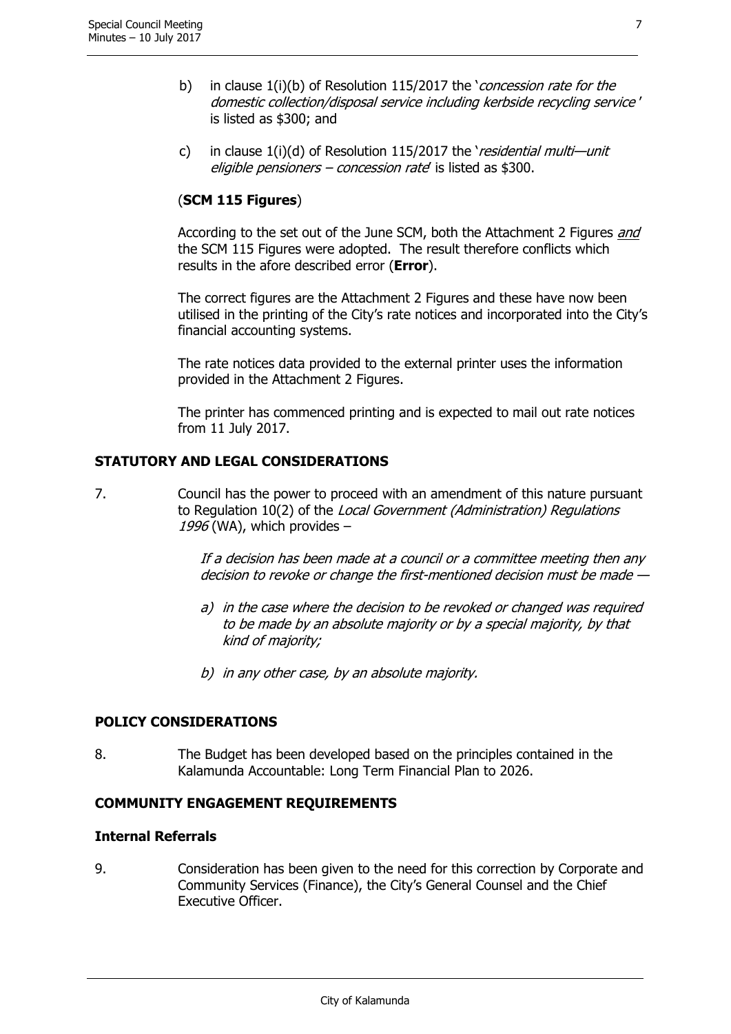b) in clause 1(i)(b) of Resolution 115/2017 the '*concession rate for the domestic collection/disposal service including kerbside recycling service*' is listed as $300; and

c) in clause 1(i)(d) of Resolution 115/2017 the '*residential multi—unit eligible pensioners – concession rate*' is listed as $300.

(**SCM 115 Figures**)

According to the set out of the June SCM, both the Attachment 2 Figures *and* the SCM 115 Figures were adopted. The result therefore conflicts which results in the afore described error (**Error**).

The correct figures are the Attachment 2 Figures and these have now been utilised in the printing of the City's rate notices and incorporated into the City's financial accounting systems.

The rate notices data provided to the external printer uses the information provided in the Attachment 2 Figures.

The printer has commenced printing and is expected to mail out rate notices from 11 July 2017.

## STATUTORY AND LEGAL CONSIDERATIONS

7. Council has the power to proceed with an amendment of this nature pursuant to Regulation 10(2) of the *Local Government (Administration) Regulations 1996* (WA), which provides –

> *If a decision has been made at a council or a committee meeting then any decision to revoke or change the first-mentioned decision must be made —*
>
> *a) in the case where the decision to be revoked or changed was required to be made by an absolute majority or by a special majority, by that kind of majority;*
>
> *b) in any other case, by an absolute majority.*

## POLICY CONSIDERATIONS

8. The Budget has been developed based on the principles contained in the Kalamunda Accountable: Long Term Financial Plan to 2026.

## COMMUNITY ENGAGEMENT REQUIREMENTS

### Internal Referrals

9. Consideration has been given to the need for this correction by Corporate and Community Services (Finance), the City's General Counsel and the Chief Executive Officer.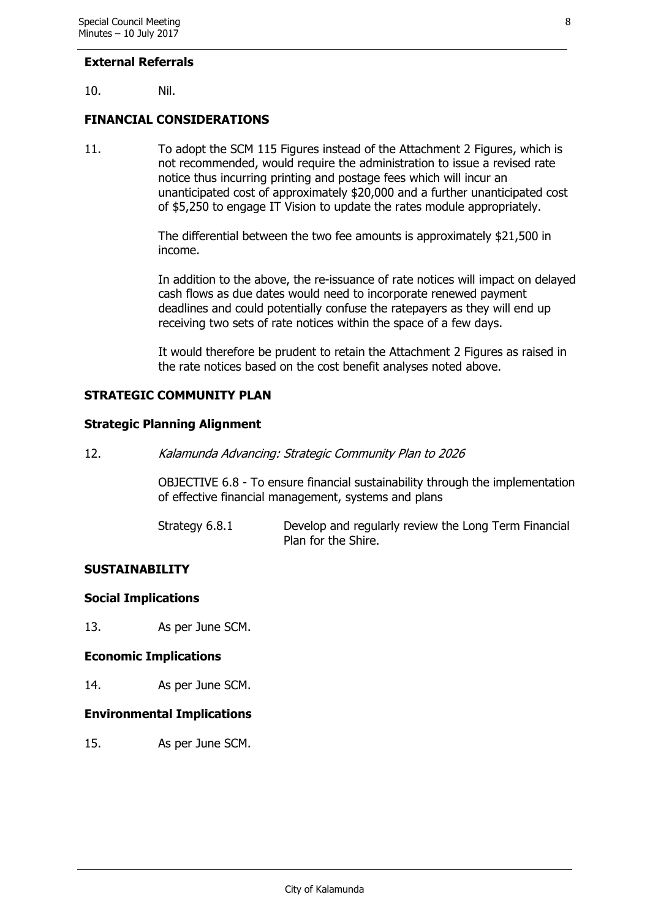### External Referrals

10. Nil.

### FINANCIAL CONSIDERATIONS

11. To adopt the SCM 115 Figures instead of the Attachment 2 Figures, which is not recommended, would require the administration to issue a revised rate notice thus incurring printing and postage fees which will incur an unanticipated cost of approximately $20,000 and a further unanticipated cost of $5,250 to engage IT Vision to update the rates module appropriately.

    The differential between the two fee amounts is approximately $21,500 in income.

    In addition to the above, the re-issuance of rate notices will impact on delayed cash flows as due dates would need to incorporate renewed payment deadlines and could potentially confuse the ratepayers as they will end up receiving two sets of rate notices within the space of a few days.

    It would therefore be prudent to retain the Attachment 2 Figures as raised in the rate notices based on the cost benefit analyses noted above.

### STRATEGIC COMMUNITY PLAN

### Strategic Planning Alignment

12. *Kalamunda Advancing: Strategic Community Plan to 2026*

    OBJECTIVE 6.8 - To ensure financial sustainability through the implementation of effective financial management, systems and plans

    Strategy 6.8.1 Develop and regularly review the Long Term Financial Plan for the Shire.

### SUSTAINABILITY

### Social Implications

13. As per June SCM.

### Economic Implications

14. As per June SCM.

### Environmental Implications

15. As per June SCM.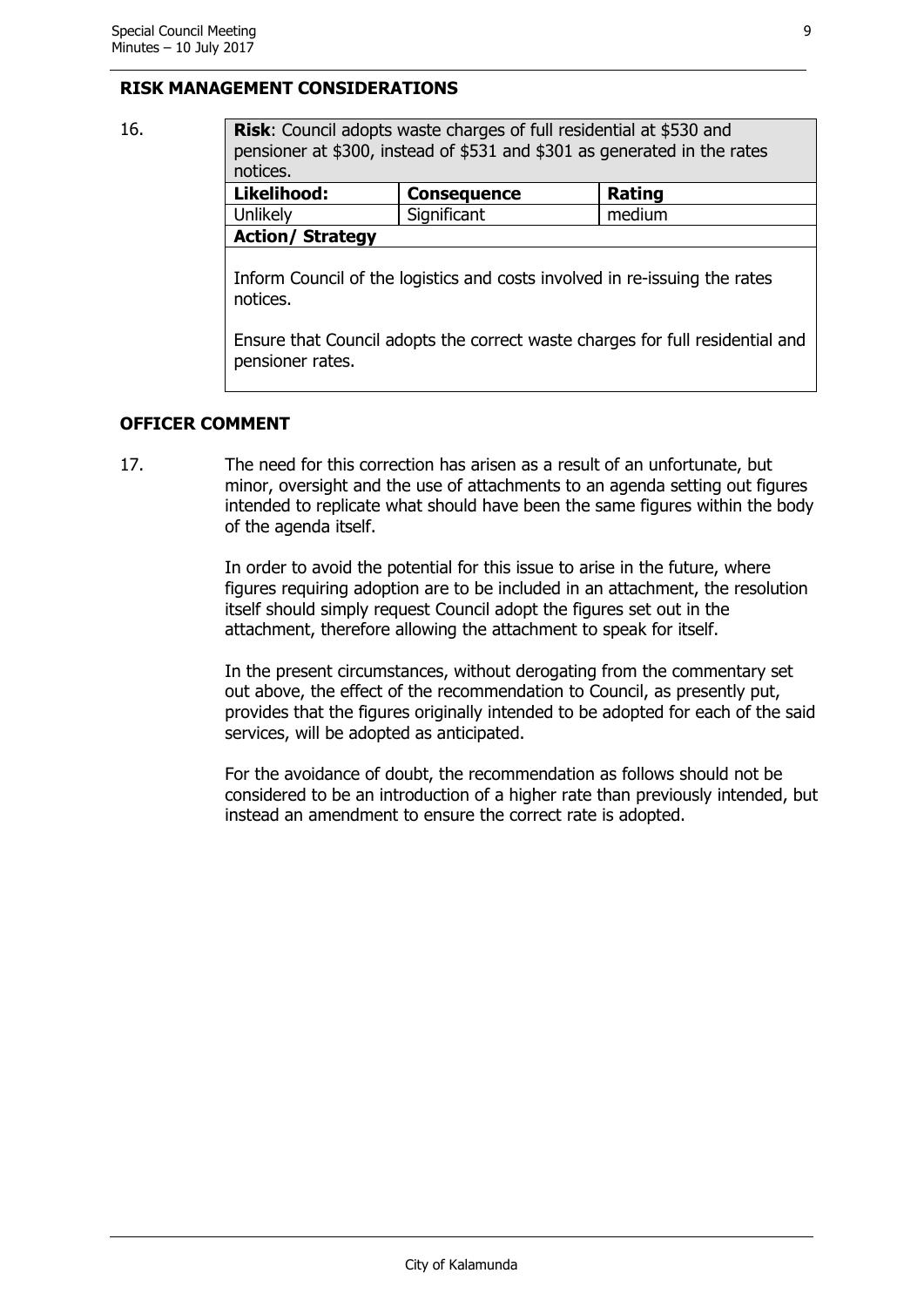## RISK MANAGEMENT CONSIDERATIONS

16.

| **Risk**: Council adopts waste charges of full residential at \$530 and pensioner at \$300, instead of \$531 and \$301 as generated in the rates notices. | | |
|---|---|---|
| **Likelihood:** | **Consequence** | **Rating** |
| Unlikely | Significant | medium |
| **Action/ Strategy** | | |
| Inform Council of the logistics and costs involved in re-issuing the rates notices. Ensure that Council adopts the correct waste charges for full residential and pensioner rates. | | |

## OFFICER COMMENT

17. The need for this correction has arisen as a result of an unfortunate, but minor, oversight and the use of attachments to an agenda setting out figures intended to replicate what should have been the same figures within the body of the agenda itself.

In order to avoid the potential for this issue to arise in the future, where figures requiring adoption are to be included in an attachment, the resolution itself should simply request Council adopt the figures set out in the attachment, therefore allowing the attachment to speak for itself.

In the present circumstances, without derogating from the commentary set out above, the effect of the recommendation to Council, as presently put, provides that the figures originally intended to be adopted for each of the said services, will be adopted as anticipated.

For the avoidance of doubt, the recommendation as follows should not be considered to be an introduction of a higher rate than previously intended, but instead an amendment to ensure the correct rate is adopted.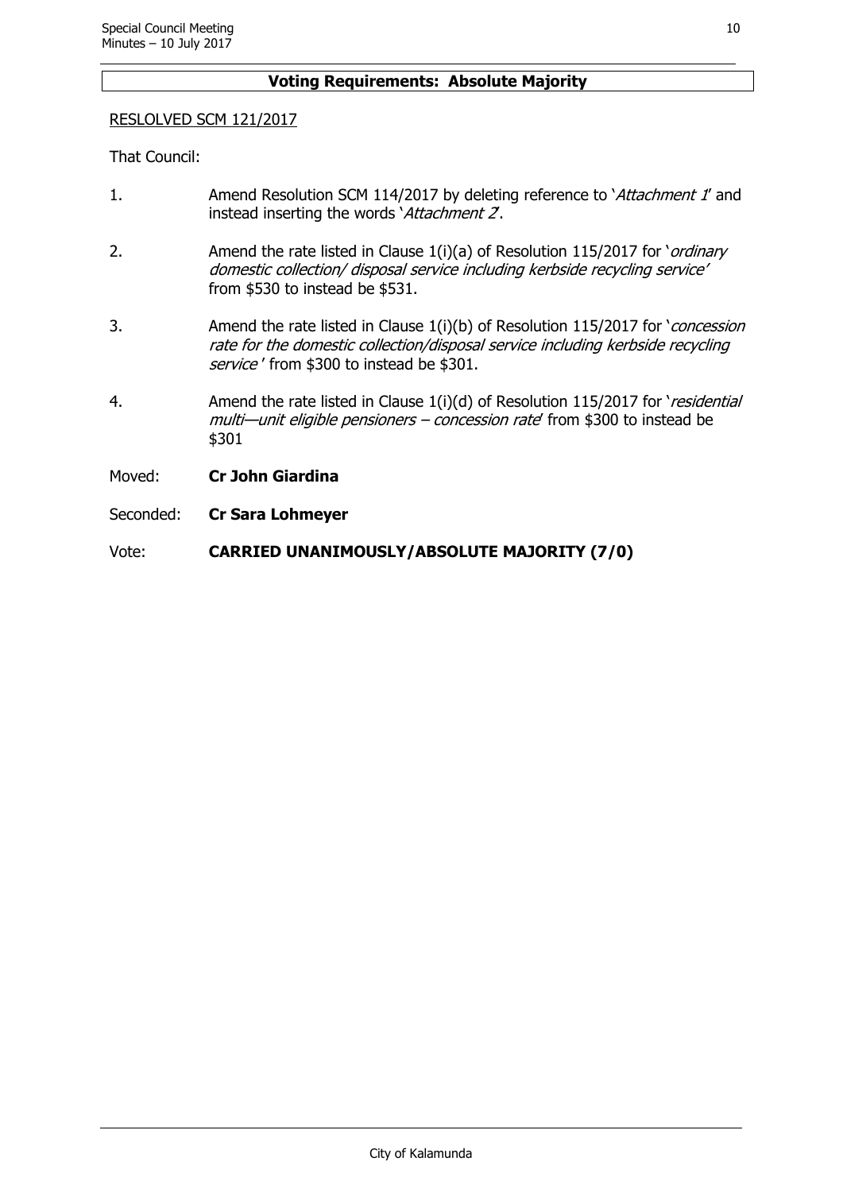**Voting Requirements: Absolute Majority**

RESLOLVED SCM 121/2017

That Council:

1. Amend Resolution SCM 114/2017 by deleting reference to '*Attachment 1*' and instead inserting the words '*Attachment 2*'.

2. Amend the rate listed in Clause 1(i)(a) of Resolution 115/2017 for '*ordinary domestic collection/ disposal service including kerbside recycling service*' from \$530 to instead be \$531.

3. Amend the rate listed in Clause 1(i)(b) of Resolution 115/2017 for '*concession rate for the domestic collection/disposal service including kerbside recycling service* ' from \$300 to instead be \$301.

4. Amend the rate listed in Clause 1(i)(d) of Resolution 115/2017 for '*residential multi—unit eligible pensioners – concession rate*' from \$300 to instead be \$301

Moved: **Cr John Giardina**

Seconded: **Cr Sara Lohmeyer**

Vote: **CARRIED UNANIMOUSLY/ABSOLUTE MAJORITY (7/0)**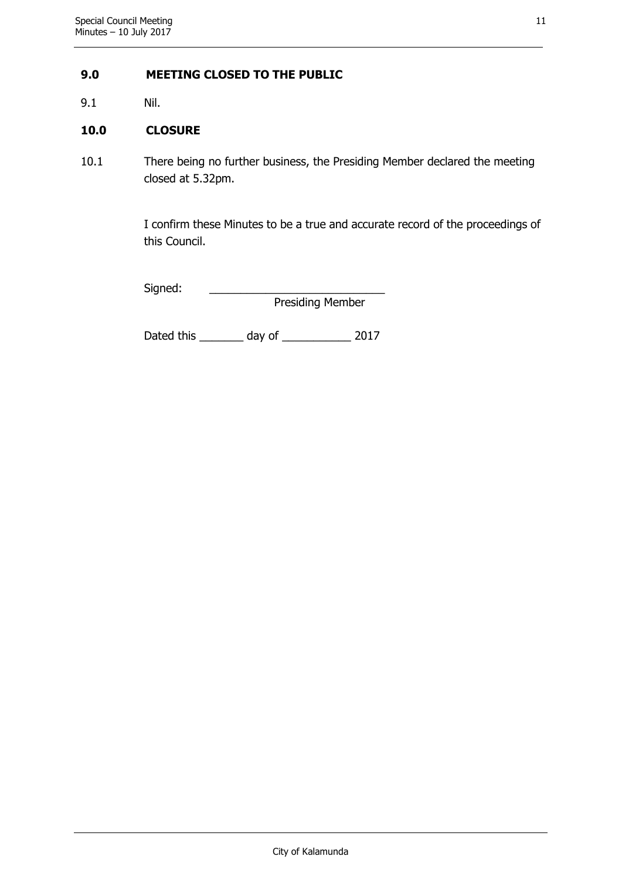## 9.0 MEETING CLOSED TO THE PUBLIC

9.1 Nil.

## 10.0 CLOSURE

10.1 There being no further business, the Presiding Member declared the meeting closed at 5.32pm.

I confirm these Minutes to be a true and accurate record of the proceedings of this Council.

Signed: ____________________________
Presiding Member

Dated this _______ day of ___________ 2017